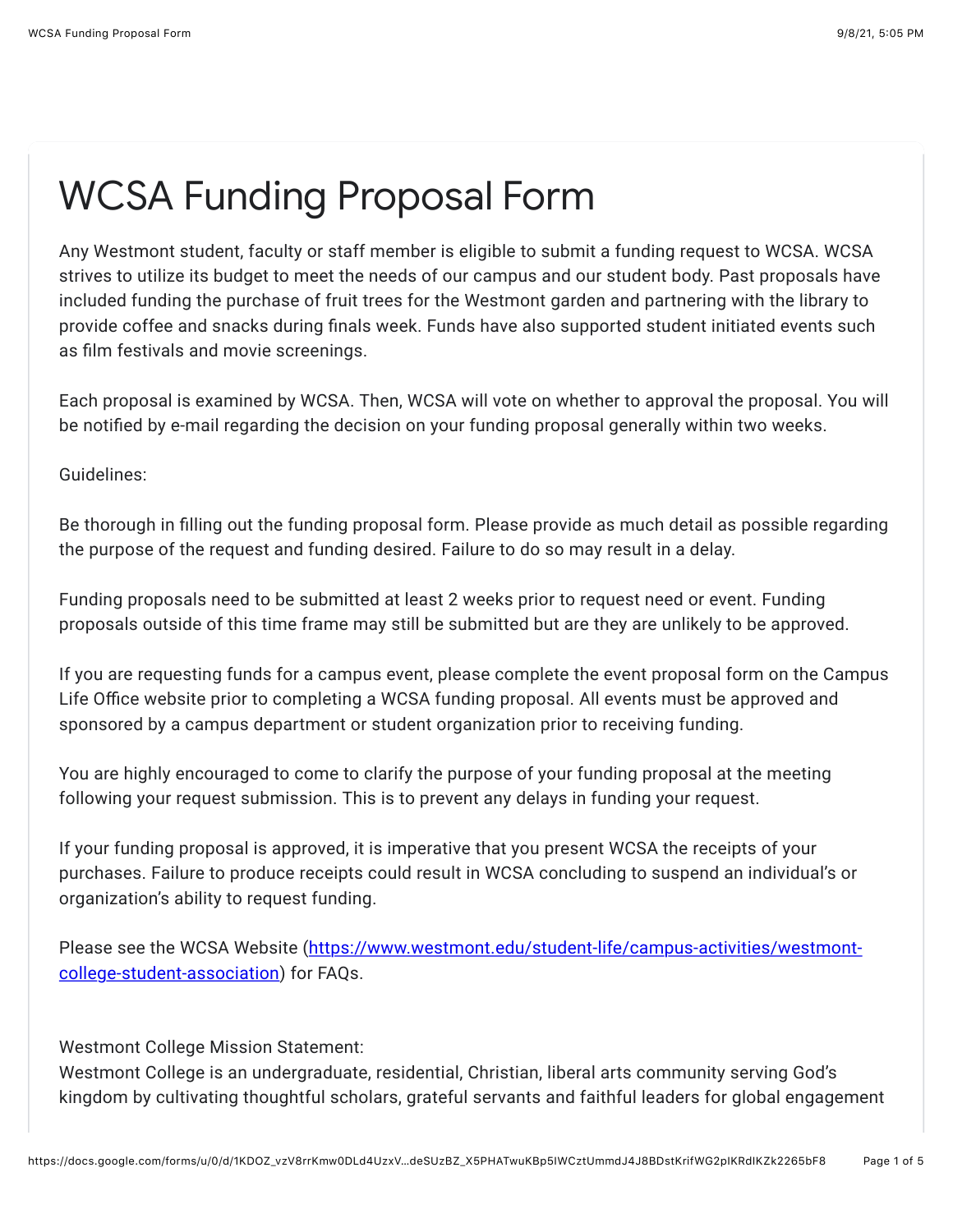# WCSA Funding Proposal Form

Any Westmont student, faculty or staff member is eligible to submit a funding request to WCSA. WCSA strives to utilize its budget to meet the needs of our campus and our student body. Past proposals have included funding the purchase of fruit trees for the Westmont garden and partnering with the library to provide coffee and snacks during finals week. Funds have also supported student initiated events such as film festivals and movie screenings.

Each proposal is examined by WCSA. Then, WCSA will vote on whether to approval the proposal. You will be notified by e-mail regarding the decision on your funding proposal generally within two weeks.

Guidelines:

Be thorough in filling out the funding proposal form. Please provide as much detail as possible regarding the purpose of the request and funding desired. Failure to do so may result in a delay.

Funding proposals need to be submitted at least 2 weeks prior to request need or event. Funding proposals outside of this time frame may still be submitted but are they are unlikely to be approved.

If you are requesting funds for a campus event, please complete the event proposal form on the Campus Life Office website prior to completing a WCSA funding proposal. All events must be approved and sponsored by a campus department or student organization prior to receiving funding.

You are highly encouraged to come to clarify the purpose of your funding proposal at the meeting following your request submission. This is to prevent any delays in funding your request.

If your funding proposal is approved, it is imperative that you present WCSA the receipts of your purchases. Failure to produce receipts could result in WCSA concluding to suspend an individual's or organization's ability to request funding.

Please see the WCSA Website ([https://www.westmont.edu/student-life/campus-activities/westmont-college-student-association](https://www.westmont.edu/student-life/campus-activities/westmont-college-student-association)) for FAQs.

Westmont College Mission Statement:
Westmont College is an undergraduate, residential, Christian, liberal arts community serving God's kingdom by cultivating thoughtful scholars, grateful servants and faithful leaders for global engagement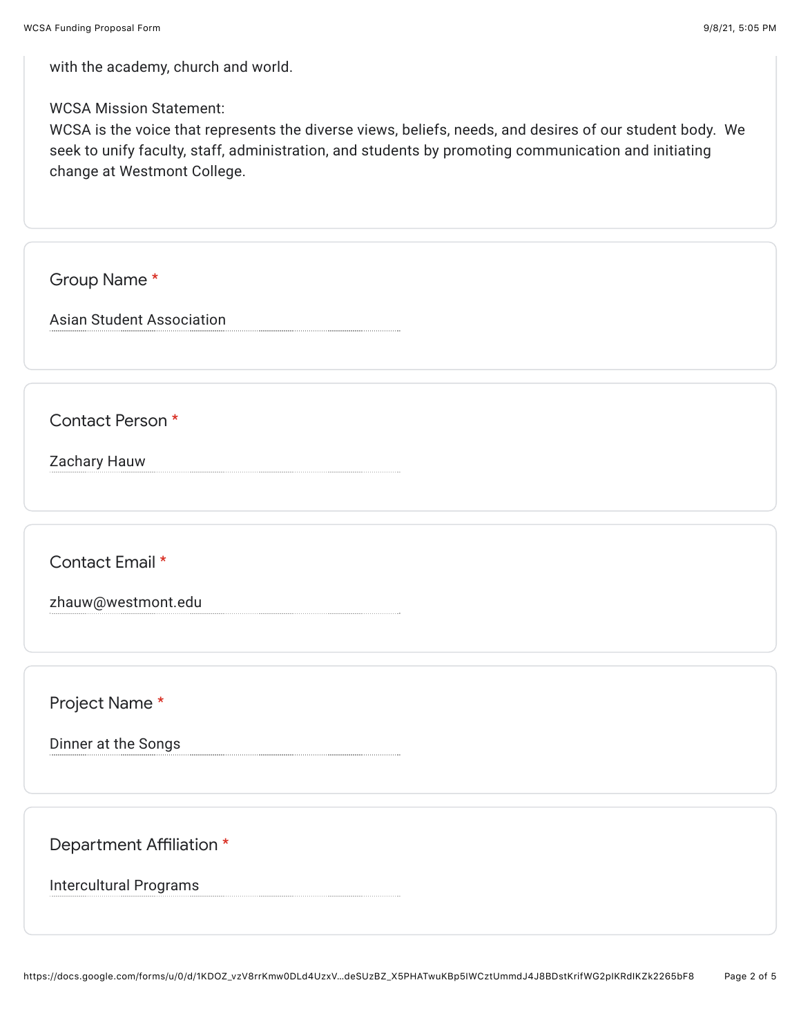with the academy, church and world.

WCSA Mission Statement:
WCSA is the voice that represents the diverse views, beliefs, needs, and desires of our student body. We seek to unify faculty, staff, administration, and students by promoting communication and initiating change at Westmont College.

**Group Name** *

Asian Student Association

**Contact Person** *

Zachary Hauw

**Contact Email** *

zhauw@westmont.edu

**Project Name** *

Dinner at the Songs

**Department Affiliation** *

Intercultural Programs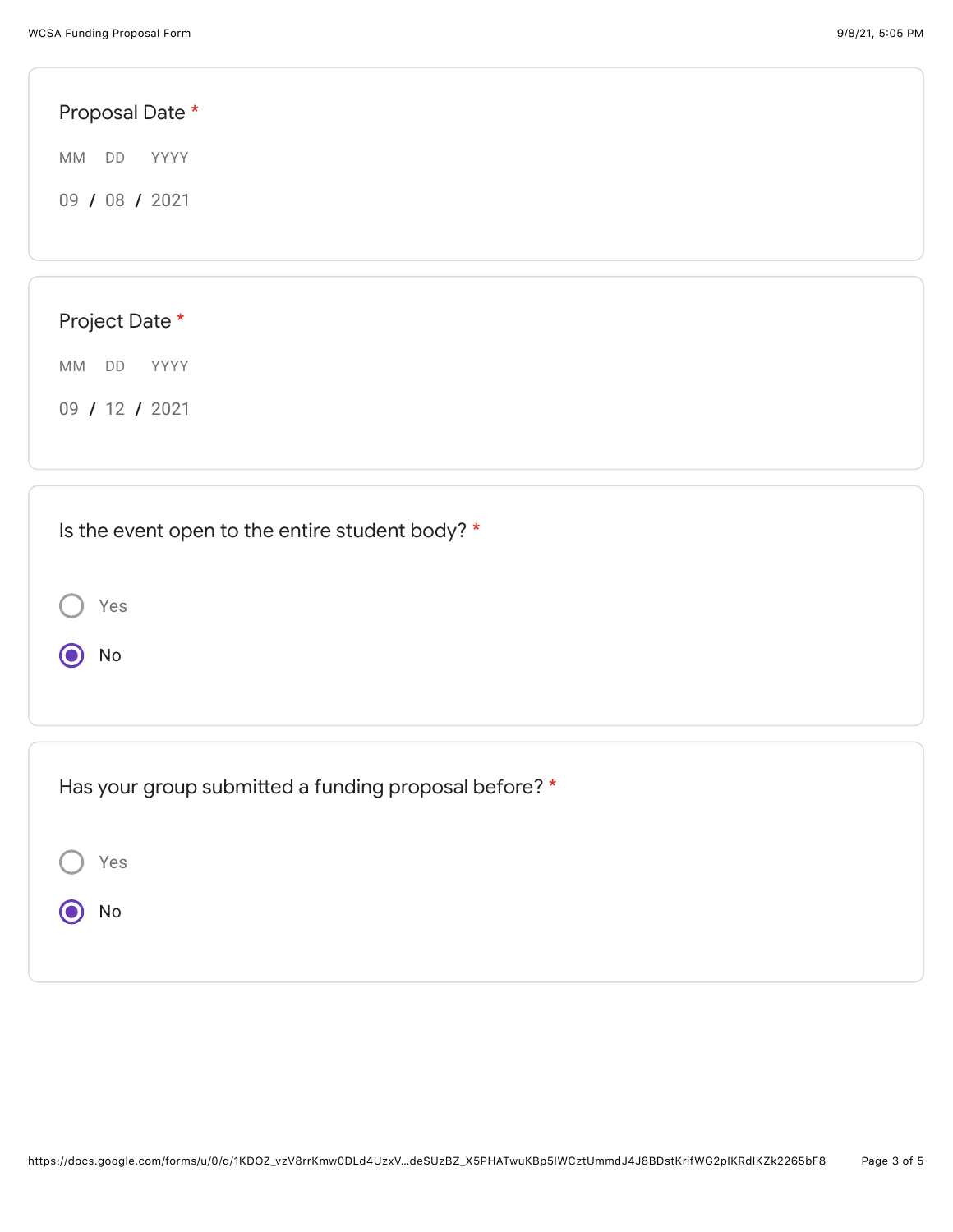**Proposal Date** *

MM DD YYYY

09 / 08 / 2021

**Project Date** *

MM DD YYYY

09 / 12 / 2021

**Is the event open to the entire student body?** *

- ○ Yes
- ◉ No

**Has your group submitted a funding proposal before?** *

- ○ Yes
- ◉ No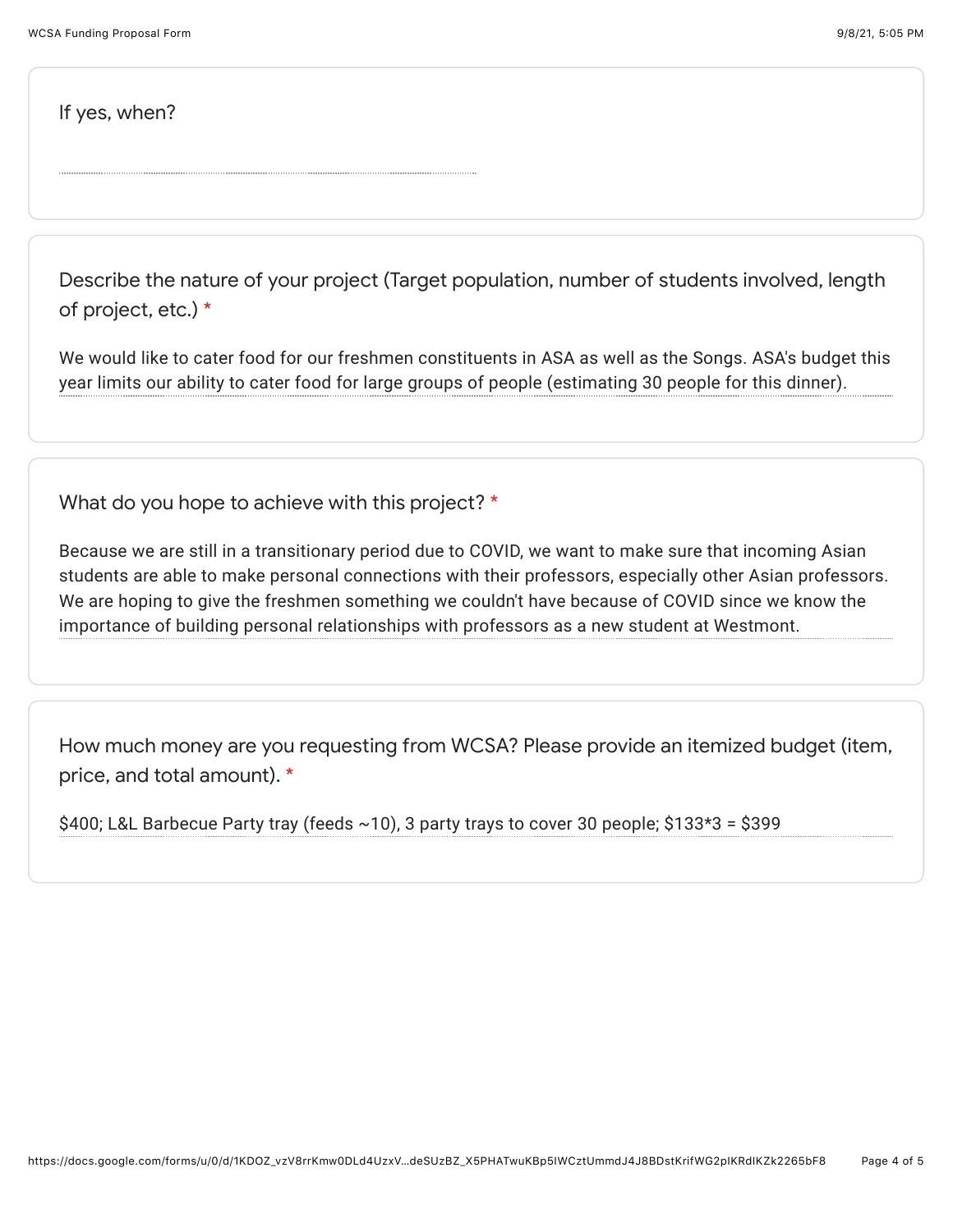If yes, when?

Describe the nature of your project (Target population, number of students involved, length of project, etc.) *

We would like to cater food for our freshmen constituents in ASA as well as the Songs. ASA's budget this year limits our ability to cater food for large groups of people (estimating 30 people for this dinner).

What do you hope to achieve with this project? *

Because we are still in a transitionary period due to COVID, we want to make sure that incoming Asian students are able to make personal connections with their professors, especially other Asian professors. We are hoping to give the freshmen something we couldn't have because of COVID since we know the importance of building personal relationships with professors as a new student at Westmont.

How much money are you requesting from WCSA? Please provide an itemized budget (item, price, and total amount). *

$400; L&L Barbecue Party tray (feeds ~10), 3 party trays to cover 30 people; $133*3 = $399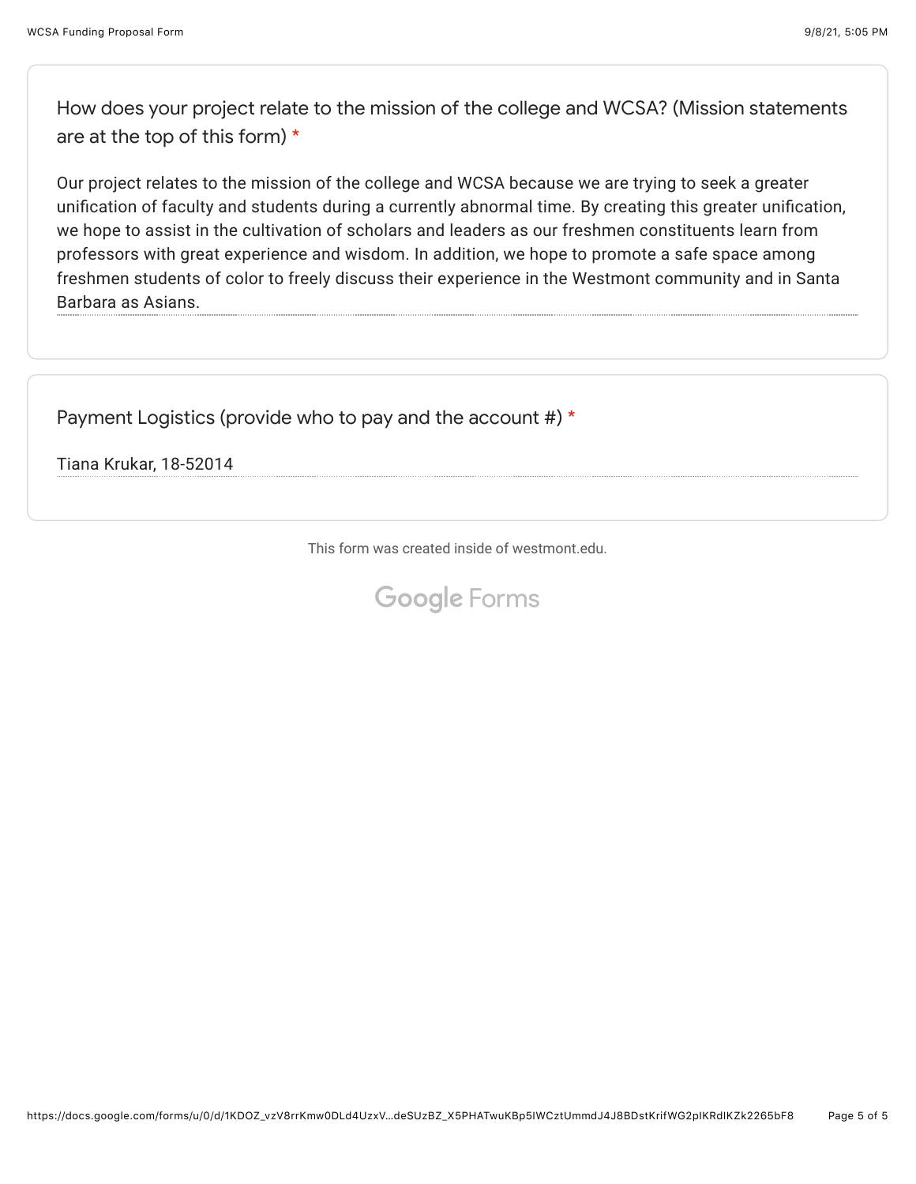How does your project relate to the mission of the college and WCSA? (Mission statements are at the top of this form) *

Our project relates to the mission of the college and WCSA because we are trying to seek a greater unification of faculty and students during a currently abnormal time. By creating this greater unification, we hope to assist in the cultivation of scholars and leaders as our freshmen constituents learn from professors with great experience and wisdom. In addition, we hope to promote a safe space among freshmen students of color to freely discuss their experience in the Westmont community and in Santa Barbara as Asians.

Payment Logistics (provide who to pay and the account #) *

Tiana Krukar, 18-52014

This form was created inside of westmont.edu.

Google Forms